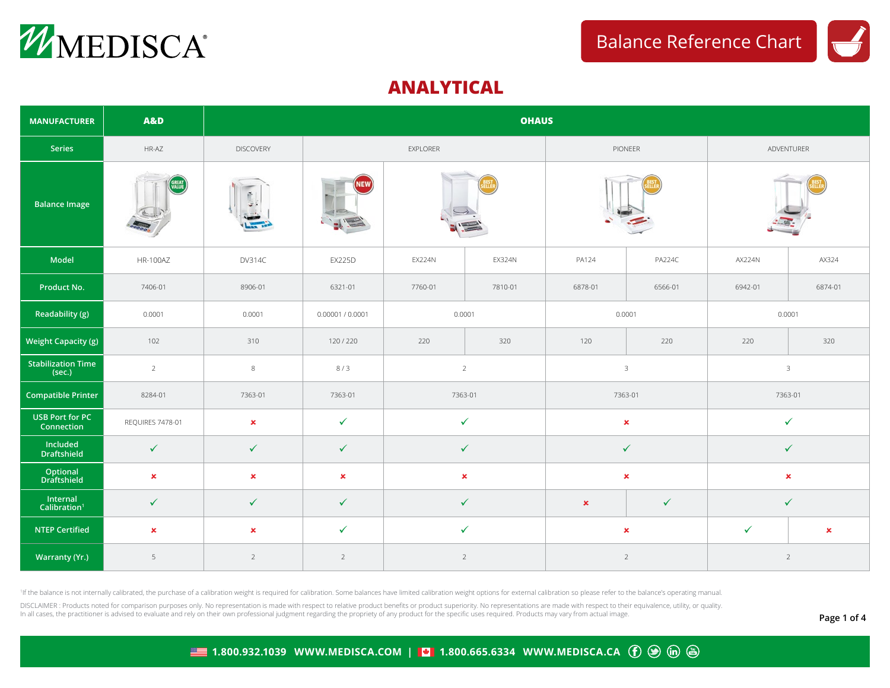MEDISCA®

# Balance Reference Chart

## ANALYTICAL

| MANUFACTURER | A&D | OHAUS | | | | | | | |
|---|---|---|---|---|---|---|---|---|---|
| Series | HR-AZ | DISCOVERY | EXPLORER | | | PIONEER | | ADVENTURER | |
| Balance Image | GREAT VALUE | | NEW | BEST SELLER | | BEST SELLER | | BEST SELLER | |
| Model | HR-100AZ | DV314C | EX225D | EX224N | EX324N | PA124 | PA224C | AX224N | AX324 |
| Product No. | 7406-01 | 8906-01 | 6321-01 | 7760-01 | 7810-01 | 6878-01 | 6566-01 | 6942-01 | 6874-01 |
| Readability (g) | 0.0001 | 0.0001 | 0.00001 / 0.0001 | 0.0001 | | 0.0001 | | 0.0001 | |
| Weight Capacity (g) | 102 | 310 | 120 / 220 | 220 | 320 | 120 | 220 | 220 | 320 |
| Stabilization Time (sec.) | 2 | 8 | 8 / 3 | 2 | | 3 | | 3 | |
| Compatible Printer | 8284-01 | 7363-01 | 7363-01 | 7363-01 | | 7363-01 | | 7363-01 | |
| USB Port for PC Connection | REQUIRES 7478-01 | ✗ | ✓ | ✓ | | ✗ | | ✓ | |
| Included Draftshield | ✓ | ✓ | ✓ | ✓ | | ✓ | | ✓ | |
| Optional Draftshield | ✗ | ✗ | ✗ | ✗ | | ✗ | | ✗ | |
| Internal Calibration[1] | ✓ | ✓ | ✓ | ✓ | | ✗ | ✓ | ✓ | |
| NTEP Certified | ✗ | ✗ | ✓ | ✓ | | ✗ | | ✓ | ✗ |
| Warranty (Yr.) | 5 | 2 | 2 | 2 | | 2 | | 2 | |

[1]If the balance is not internally calibrated, the purchase of a calibration weight is required for calibration. Some balances have limited calibration weight options for external calibration so please refer to the balance's operating manual.

DISCLAIMER : Products noted for comparison purposes only. No representation is made with respect to relative product benefits or product superiority. No representations are made with respect to their equivalence, utility, or quality. In all cases, the practitioner is advised to evaluate and rely on their own professional judgment regarding the propriety of any product for the specific uses required. Products may vary from actual image.

1.800.932.1039 WWW.MEDISCA.COM | 1.800.665.6334 WWW.MEDISCA.CA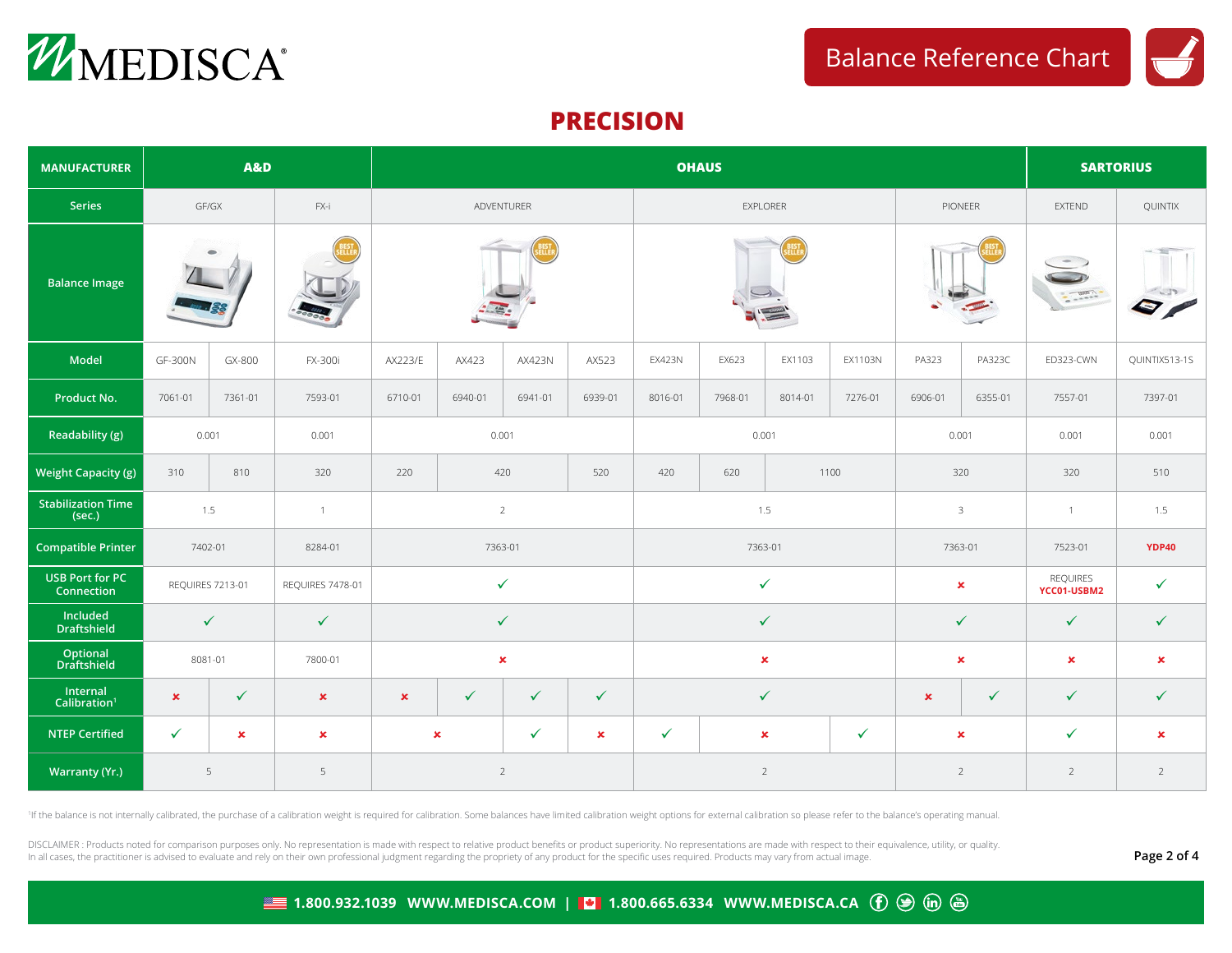MEDISCA®

Balance Reference Chart

# PRECISION

| MANUFACTURER | A&D | | | OHAUS | | | | | | | | | | SARTORIUS | |
|---|---|---|---|---|---|---|---|---|---|---|---|---|---|---|---|
| Series | GF/GX | | FX-i | ADVENTURER | | | | EXPLORER | | | | PIONEER | | EXTEND | QUINTIX |
| Balance Image | | | BEST SELLER | BEST SELLER | | | | BEST SELLER | | | | BEST SELLER | | | |
| Model | GF-300N | GX-800 | FX-300i | AX223/E | AX423 | AX423N | AX523 | EX423N | EX623 | EX1103 | EX1103N | PA323 | PA323C | ED323-CWN | QUINTIX513-1S |
| Product No. | 7061-01 | 7361-01 | 7593-01 | 6710-01 | 6940-01 | 6941-01 | 6939-01 | 8016-01 | 7968-01 | 8014-01 | 7276-01 | 6906-01 | 6355-01 | 7557-01 | 7397-01 |
| Readability (g) | 0.001 | | 0.001 | 0.001 | | | | 0.001 | | | | 0.001 | | 0.001 | 0.001 |
| Weight Capacity (g) | 310 | 810 | 320 | 220 | 420 | | 520 | 420 | 620 | 1100 | | 320 | | 320 | 510 |
| Stabilization Time (sec.) | 1.5 | | 1 | 2 | | | | 1.5 | | | | 3 | | 1 | 1.5 |
| Compatible Printer | 7402-01 | | 8284-01 | 7363-01 | | | | 7363-01 | | | | 7363-01 | | 7523-01 | **YDP40** |
| USB Port for PC Connection | REQUIRES 7213-01 | | REQUIRES 7478-01 | ✓ | | | | ✓ | | | | ✗ | | REQUIRES **YCC01-USBM2** | ✓ |
| Included Draftshield | ✓ | | ✓ | ✓ | | | | ✓ | | | | ✓ | | ✓ | ✓ |
| Optional Draftshield | 8081-01 | | 7800-01 | ✗ | | | | ✗ | | | | ✗ | | ✗ | ✗ |
| Internal Calibration[1] | ✗ | ✓ | ✗ | ✗ | ✓ | ✓ | ✓ | ✓ | | | | ✗ | ✓ | ✓ | ✓ |
| NTEP Certified | ✓ | ✗ | ✗ | ✗ | | ✓ | ✗ | ✓ | ✗ | | ✓ | ✗ | | ✓ | ✗ |
| Warranty (Yr.) | 5 | | 5 | 2 | | | | 2 | | | | 2 | | 2 | 2 |

[1]If the balance is not internally calibrated, the purchase of a calibration weight is required for calibration. Some balances have limited calibration weight options for external calibration so please refer to the balance's operating manual.

DISCLAIMER : Products noted for comparison purposes only. No representation is made with respect to relative product benefits or product superiority. No representations are made with respect to their equivalence, utility, or quality. In all cases, the practitioner is advised to evaluate and rely on their own professional judgment regarding the propriety of any product for the specific uses required. Products may vary from actual image.

1.800.932.1039 WWW.MEDISCA.COM | 1.800.665.6334 WWW.MEDISCA.CA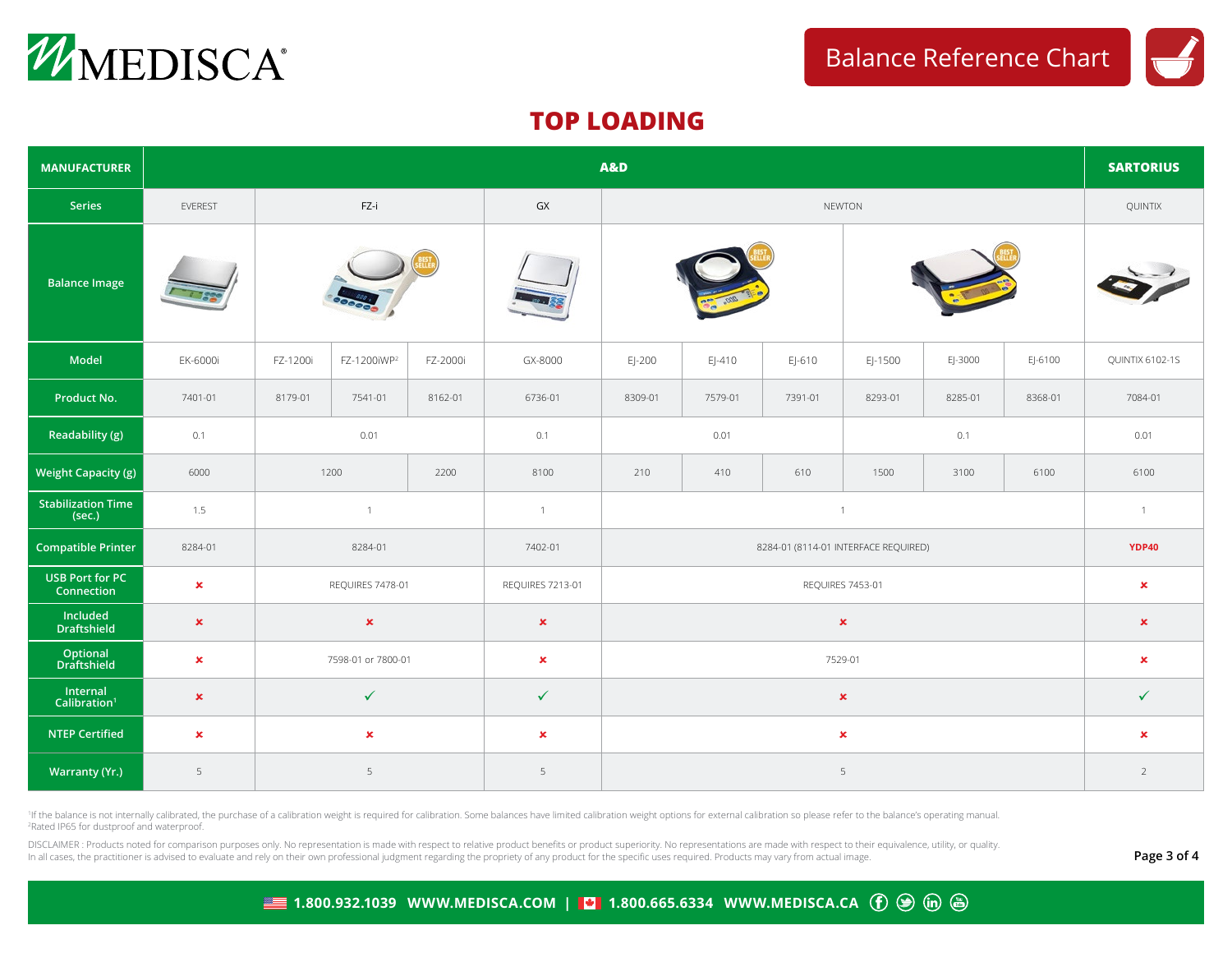# Balance Reference Chart

## TOP LOADING

| MANUFACTURER | A&D | | | | | | | | | | | | SARTORIUS |
|---|---|---|---|---|---|---|---|---|---|---|---|---|---|
| Series | EVEREST | FZ-i | | | GX | NEWTON | | | | | | | QUINTIX |
| Balance Image | | BEST SELLER | | | | BEST SELLER | | | BEST SELLER | | | | |
| Model | EK-6000i | FZ-1200i | FZ-1200iWP[2] | FZ-2000i | GX-8000 | EJ-200 | EJ-410 | EJ-610 | EJ-1500 | EJ-3000 | EJ-6100 | | QUINTIX 6102-1S |
| Product No. | 7401-01 | 8179-01 | 7541-01 | 8162-01 | 6736-01 | 8309-01 | 7579-01 | 7391-01 | 8293-01 | 8285-01 | 8368-01 | | 7084-01 |
| Readability (g) | 0.1 | 0.01 | | | 0.1 | 0.01 | | | 0.1 | | | | 0.01 |
| Weight Capacity (g) | 6000 | 1200 | | 2200 | 8100 | 210 | 410 | 610 | 1500 | 3100 | 6100 | | 6100 |
| Stabilization Time (sec.) | 1.5 | 1 | | | 1 | 1 | | | | | | | 1 |
| Compatible Printer | 8284-01 | 8284-01 | | | 7402-01 | 8284-01 (8114-01 INTERFACE REQUIRED) | | | | | | | YDP40 |
| USB Port for PC Connection | ✗ | REQUIRES 7478-01 | | | REQUIRES 7213-01 | REQUIRES 7453-01 | | | | | | | ✗ |
| Included Draftshield | ✗ | ✗ | | | ✗ | ✗ | | | | | | | ✗ |
| Optional Draftshield | ✗ | 7598-01 or 7800-01 | | | ✗ | 7529-01 | | | | | | | ✗ |
| Internal Calibration[1] | ✗ | ✓ | | | ✓ | ✗ | | | | | | | ✓ |
| NTEP Certified | ✗ | ✗ | | | ✗ | ✗ | | | | | | | ✗ |
| Warranty (Yr.) | 5 | 5 | | | 5 | 5 | | | | | | | 2 |

[1]If the balance is not internally calibrated, the purchase of a calibration weight is required for calibration. Some balances have limited calibration weight options for external calibration so please refer to the balance's operating manual.
[2]Rated IP65 for dustproof and waterproof.

DISCLAIMER : Products noted for comparison purposes only. No representation is made with respect to relative product benefits or product superiority. No representations are made with respect to their equivalence, utility, or quality. In all cases, the practitioner is advised to evaluate and rely on their own professional judgment regarding the propriety of any product for the specific uses required. Products may vary from actual image.

1.800.932.1039 WWW.MEDISCA.COM | 1.800.665.6334 WWW.MEDISCA.CA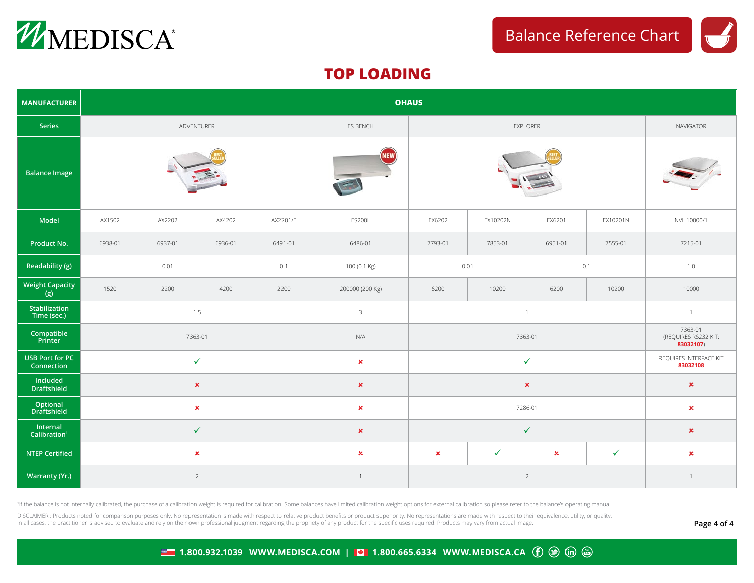MEDISCA

# Balance Reference Chart

## TOP LOADING

| MANUFACTURER | OHAUS | | | | | | | | | |
|---|---|---|---|---|---|---|---|---|---|---|
| Series | ADVENTURER | | | | ES BENCH | EXPLORER | | | | NAVIGATOR |
| Balance Image | BEST SELLER | | | | NEW | BEST SELLER | | | | |
| Model | AX1502 | AX2202 | AX4202 | AX2201/E | ES200L | EX6202 | EX10202N | EX6201 | EX10201N | NVL 10000/1 |
| Product No. | 6938-01 | 6937-01 | 6936-01 | 6491-01 | 6486-01 | 7793-01 | 7853-01 | 6951-01 | 7555-01 | 7215-01 |
| Readability (g) | 0.01 | | | 0.1 | 100 (0.1 Kg) | 0.01 | | 0.1 | | 1.0 |
| Weight Capacity (g) | 1520 | 2200 | 4200 | 2200 | 200000 (200 Kg) | 6200 | 10200 | 6200 | 10200 | 10000 |
| Stabilization Time (sec.) | 1.5 | | | | 3 | 1 | | | | 1 |
| Compatible Printer | 7363-01 | | | | N/A | 7363-01 | | | | 7363-01 (REQUIRES RS232 KIT: **83032107**) |
| USB Port for PC Connection | ✓ | | | | ✗ | ✓ | | | | REQUIRES INTERFACE KIT **83032108** |
| Included Draftshield | ✗ | | | | ✗ | ✗ | | | | ✗ |
| Optional Draftshield | ✗ | | | | ✗ | 7286-01 | | | | ✗ |
| Internal Calibration[1] | ✓ | | | | ✗ | ✓ | | | | ✗ |
| NTEP Certified | ✗ | | | | ✗ | ✗ | ✓ | ✗ | ✓ | ✗ |
| Warranty (Yr.) | 2 | | | | 1 | 2 | | | | 1 |

[1]If the balance is not internally calibrated, the purchase of a calibration weight is required for calibration. Some balances have limited calibration weight options for external calibration so please refer to the balance's operating manual.

DISCLAIMER : Products noted for comparison purposes only. No representation is made with respect to relative product benefits or product superiority. No representations are made with respect to their equivalence, utility, or quality. In all cases, the practitioner is advised to evaluate and rely on their own professional judgment regarding the propriety of any product for the specific uses required. Products may vary from actual image.

1.800.932.1039 WWW.MEDISCA.COM | 1.800.665.6334 WWW.MEDISCA.CA